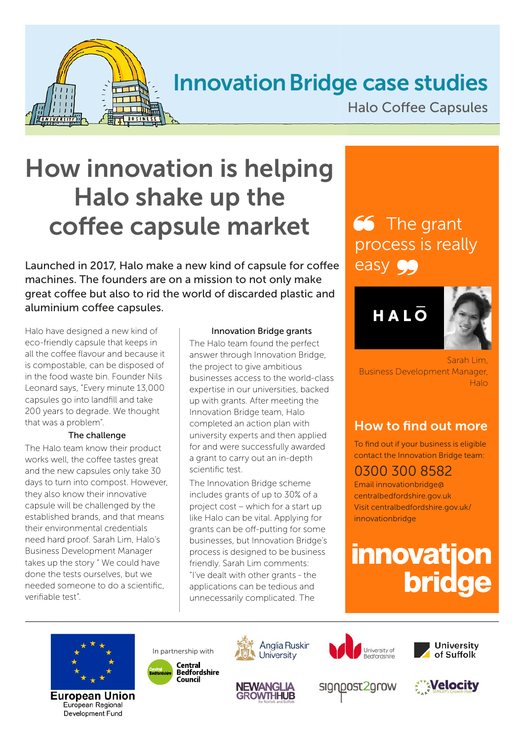# Innovation Bridge case studies

Halo Coffee Capsules

## How innovation is helping Halo shake up the coffee capsule market

Launched in 2017, Halo make a new kind of capsule for coffee machines. The founders are on a mission to not only make great coffee but also to rid the world of discarded plastic and aluminium coffee capsules.

Halo have designed a new kind of eco-friendly capsule that keeps in all the coffee flavour and because it is compostable, can be disposed of in the food waste bin. Founder Nils Leonard says, "Every minute 13,000 capsules go into landfill and take 200 years to degrade. We thought that was a problem".

### The challenge

The Halo team know their product works well, the coffee tastes great and the new capsules only take 30 days to turn into compost. However, they also know their innovative capsule will be challenged by the established brands, and that means their environmental credentials need hard proof. Sarah Lim, Halo's Business Development Manager takes up the story " We could have done the tests ourselves, but we needed someone to do a scientific, verifiable test".

### Innovation Bridge grants

The Halo team found the perfect answer through Innovation Bridge, the project to give ambitious businesses access to the world-class expertise in our universities, backed up with grants. After meeting the Innovation Bridge team, Halo completed an action plan with university experts and then applied for and were successfully awarded a grant to carry out an in-depth scientific test.

The Innovation Bridge scheme includes grants of up to 30% of a project cost – which for a start up like Halo can be vital. Applying for grants can be off-putting for some businesses, but Innovation Bridge's process is designed to be business friendly. Sarah Lim comments: "I've dealt with other grants - the applications can be tedious and unnecessarily complicated. The

> "The grant process is really easy"

HALŌ

Sarah Lim,
Business Development Manager,
Halo

## How to find out more

To find out if your business is eligible contact the Innovation Bridge team:

0300 300 8582

Email innovationbridge@centralbedfordshire.gov.uk

Visit centralbedfordshire.gov.uk/innovationbridge

innovation bridge

European Union
European Regional Development Fund

In partnership with

Central Bedfordshire Council

Anglia Ruskin University

University of Bedfordshire

University of Suffolk

NEW ANGLIA GROWTH HUB for Norfolk and Suffolk

signpost2grow

Velocity SEMLEP's Growth Hub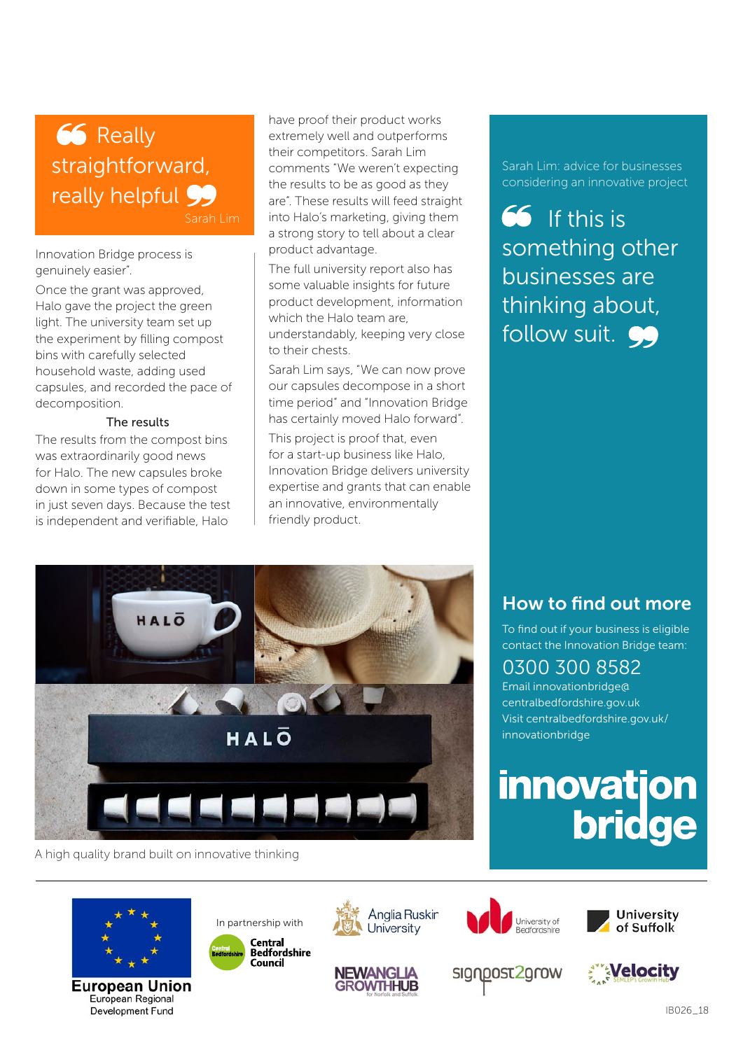> Really straightforward, really helpful
>
> Sarah Lim

Innovation Bridge process is genuinely easier".

Once the grant was approved, Halo gave the project the green light. The university team set up the experiment by filling compost bins with carefully selected household waste, adding used capsules, and recorded the pace of decomposition.

### The results

The results from the compost bins was extraordinarily good news for Halo. The new capsules broke down in some types of compost in just seven days. Because the test is independent and verifiable, Halo have proof their product works extremely well and outperforms their competitors. Sarah Lim comments "We weren't expecting the results to be as good as they are". These results will feed straight into Halo's marketing, giving them a strong story to tell about a clear product advantage.

The full university report also has some valuable insights for future product development, information which the Halo team are, understandably, keeping very close to their chests.

Sarah Lim says, "We can now prove our capsules decompose in a short time period" and "Innovation Bridge has certainly moved Halo forward".

This project is proof that, even for a start-up business like Halo, Innovation Bridge delivers university expertise and grants that can enable an innovative, environmentally friendly product.

A high quality brand built on innovative thinking

Sarah Lim: advice for businesses considering an innovative project

> If this is something other businesses are thinking about, follow suit.

## How to find out more

To find out if your business is eligible contact the Innovation Bridge team:

0300 300 8582

Email innovationbridge@centralbedfordshire.gov.uk

Visit centralbedfordshire.gov.uk/innovationbridge

innovation bridge

European Union European Regional Development Fund

In partnership with Central Bedfordshire Council

Anglia Ruskin University

University of Bedfordshire

University of Suffolk

NEW ANGLIA GROWTH HUB for Norfolk and Suffolk

signpost2grow

Velocity SEMLEP's Growth Hub

IB026_18